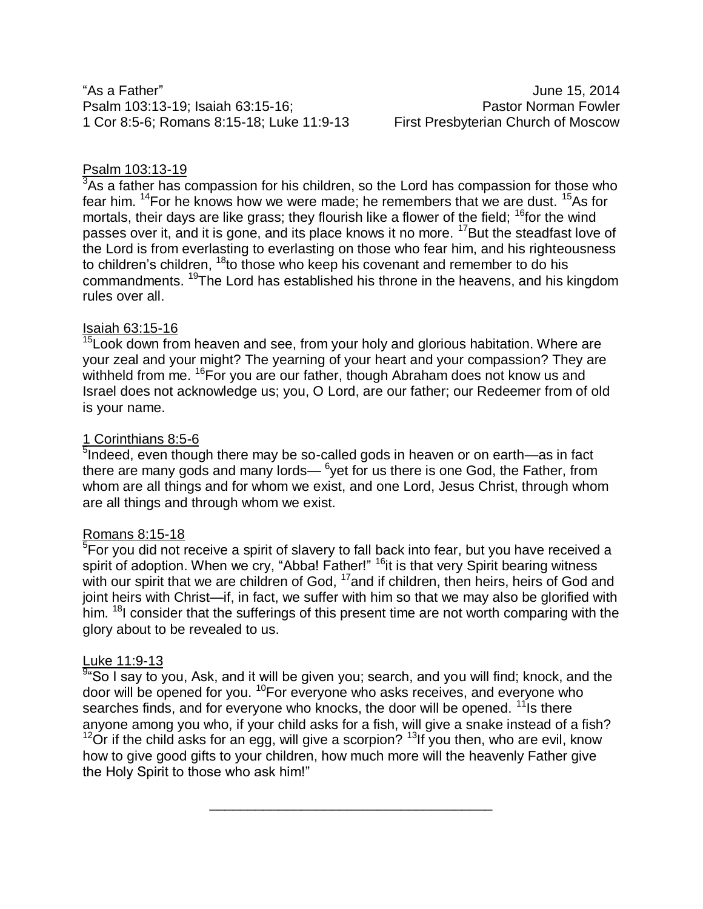"As a Father"
Psalm 103:13-19; Isaiah 63:15-16;
1 Cor 8:5-6; Romans 8:15-18; Luke 11:9-13

June 15, 2014
Pastor Norman Fowler
First Presbyterian Church of Moscow

Psalm 103:13-19

3As a father has compassion for his children, so the Lord has compassion for those who fear him. 14For he knows how we were made; he remembers that we are dust. 15As for mortals, their days are like grass; they flourish like a flower of the field; 16for the wind passes over it, and it is gone, and its place knows it no more. 17But the steadfast love of the Lord is from everlasting to everlasting on those who fear him, and his righteousness to children's children, 18to those who keep his covenant and remember to do his commandments. 19The Lord has established his throne in the heavens, and his kingdom rules over all.

Isaiah 63:15-16

15Look down from heaven and see, from your holy and glorious habitation. Where are your zeal and your might? The yearning of your heart and your compassion? They are withheld from me. 16For you are our father, though Abraham does not know us and Israel does not acknowledge us; you, O Lord, are our father; our Redeemer from of old is your name.

1 Corinthians 8:5-6

5Indeed, even though there may be so-called gods in heaven or on earth—as in fact there are many gods and many lords— 6yet for us there is one God, the Father, from whom are all things and for whom we exist, and one Lord, Jesus Christ, through whom are all things and through whom we exist.

Romans 8:15-18

5For you did not receive a spirit of slavery to fall back into fear, but you have received a spirit of adoption. When we cry, "Abba! Father!" 16it is that very Spirit bearing witness with our spirit that we are children of God, 17and if children, then heirs, heirs of God and joint heirs with Christ—if, in fact, we suffer with him so that we may also be glorified with him. 18I consider that the sufferings of this present time are not worth comparing with the glory about to be revealed to us.

Luke 11:9-13

9"So I say to you, Ask, and it will be given you; search, and you will find; knock, and the door will be opened for you. 10For everyone who asks receives, and everyone who searches finds, and for everyone who knocks, the door will be opened. 11Is there anyone among you who, if your child asks for a fish, will give a snake instead of a fish? 12Or if the child asks for an egg, will give a scorpion? 13If you then, who are evil, know how to give good gifts to your children, how much more will the heavenly Father give the Holy Spirit to those who ask him!"

---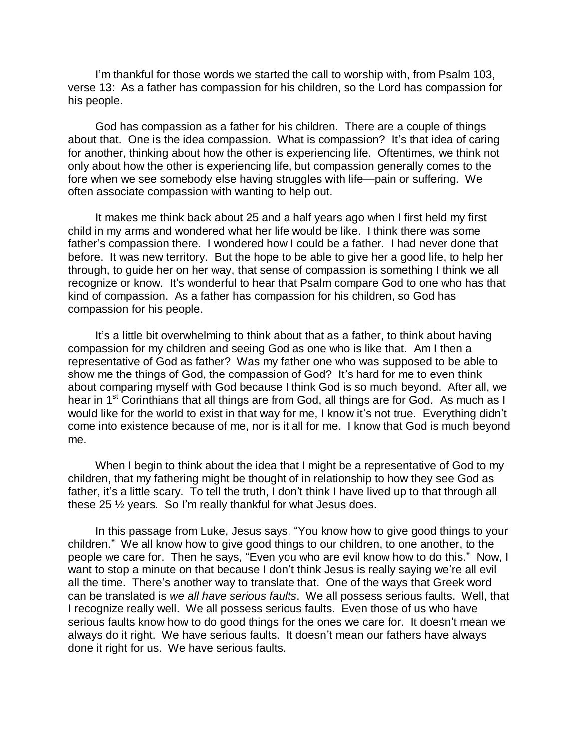I'm thankful for those words we started the call to worship with, from Psalm 103, verse 13: As a father has compassion for his children, so the Lord has compassion for his people.

God has compassion as a father for his children. There are a couple of things about that. One is the idea compassion. What is compassion? It's that idea of caring for another, thinking about how the other is experiencing life. Oftentimes, we think not only about how the other is experiencing life, but compassion generally comes to the fore when we see somebody else having struggles with life—pain or suffering. We often associate compassion with wanting to help out.

It makes me think back about 25 and a half years ago when I first held my first child in my arms and wondered what her life would be like. I think there was some father's compassion there. I wondered how I could be a father. I had never done that before. It was new territory. But the hope to be able to give her a good life, to help her through, to guide her on her way, that sense of compassion is something I think we all recognize or know. It's wonderful to hear that Psalm compare God to one who has that kind of compassion. As a father has compassion for his children, so God has compassion for his people.

It's a little bit overwhelming to think about that as a father, to think about having compassion for my children and seeing God as one who is like that. Am I then a representative of God as father? Was my father one who was supposed to be able to show me the things of God, the compassion of God? It's hard for me to even think about comparing myself with God because I think God is so much beyond. After all, we hear in 1st Corinthians that all things are from God, all things are for God. As much as I would like for the world to exist in that way for me, I know it's not true. Everything didn't come into existence because of me, nor is it all for me. I know that God is much beyond me.

When I begin to think about the idea that I might be a representative of God to my children, that my fathering might be thought of in relationship to how they see God as father, it's a little scary. To tell the truth, I don't think I have lived up to that through all these 25 ½ years. So I'm really thankful for what Jesus does.

In this passage from Luke, Jesus says, "You know how to give good things to your children." We all know how to give good things to our children, to one another, to the people we care for. Then he says, "Even you who are evil know how to do this." Now, I want to stop a minute on that because I don't think Jesus is really saying we're all evil all the time. There's another way to translate that. One of the ways that Greek word can be translated is *we all have serious faults*. We all possess serious faults. Well, that I recognize really well. We all possess serious faults. Even those of us who have serious faults know how to do good things for the ones we care for. It doesn't mean we always do it right. We have serious faults. It doesn't mean our fathers have always done it right for us. We have serious faults.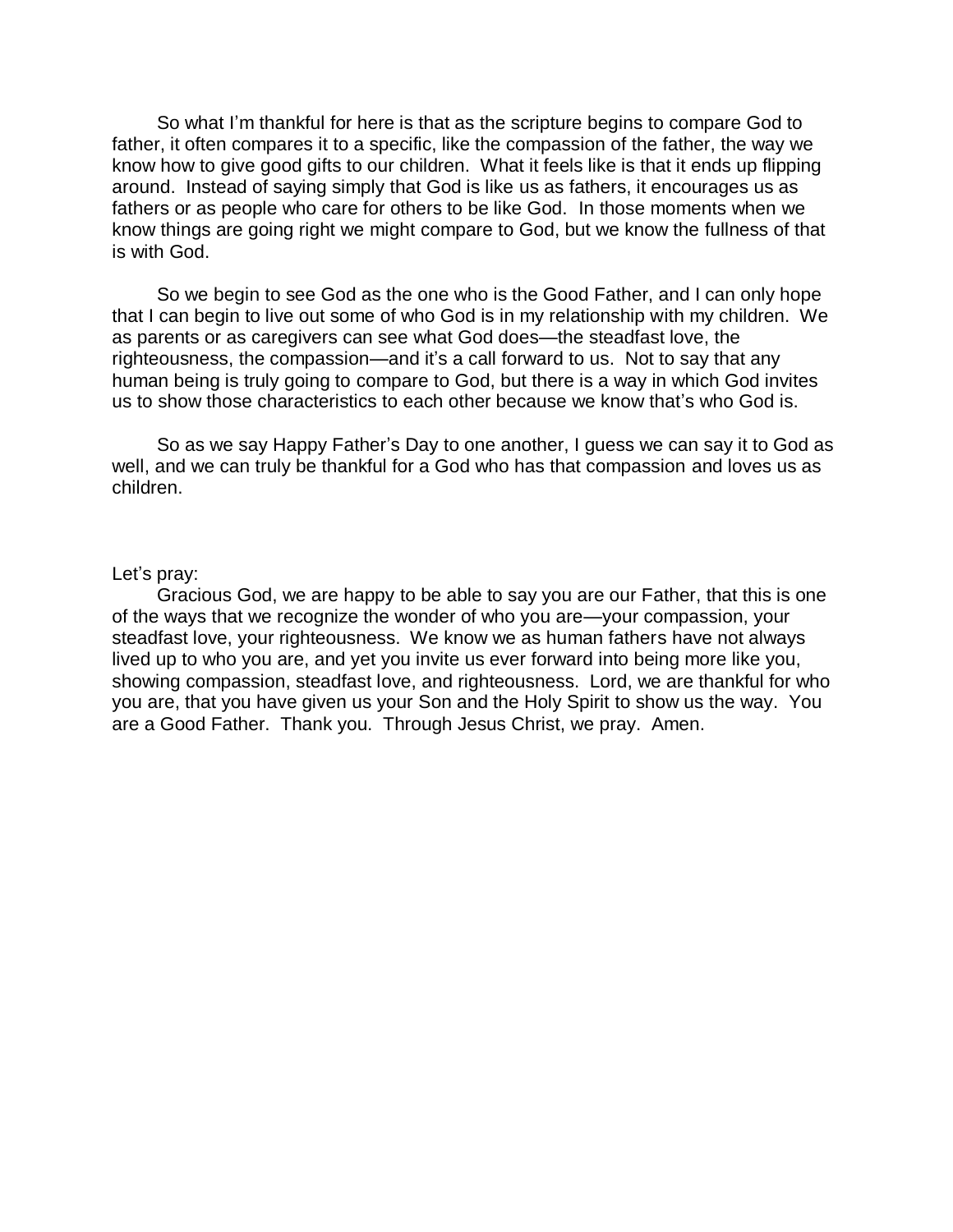So what I'm thankful for here is that as the scripture begins to compare God to father, it often compares it to a specific, like the compassion of the father, the way we know how to give good gifts to our children. What it feels like is that it ends up flipping around. Instead of saying simply that God is like us as fathers, it encourages us as fathers or as people who care for others to be like God. In those moments when we know things are going right we might compare to God, but we know the fullness of that is with God.

So we begin to see God as the one who is the Good Father, and I can only hope that I can begin to live out some of who God is in my relationship with my children. We as parents or as caregivers can see what God does—the steadfast love, the righteousness, the compassion—and it's a call forward to us. Not to say that any human being is truly going to compare to God, but there is a way in which God invites us to show those characteristics to each other because we know that's who God is.

So as we say Happy Father's Day to one another, I guess we can say it to God as well, and we can truly be thankful for a God who has that compassion and loves us as children.

Let's pray:

Gracious God, we are happy to be able to say you are our Father, that this is one of the ways that we recognize the wonder of who you are—your compassion, your steadfast love, your righteousness. We know we as human fathers have not always lived up to who you are, and yet you invite us ever forward into being more like you, showing compassion, steadfast love, and righteousness. Lord, we are thankful for who you are, that you have given us your Son and the Holy Spirit to show us the way. You are a Good Father. Thank you. Through Jesus Christ, we pray. Amen.